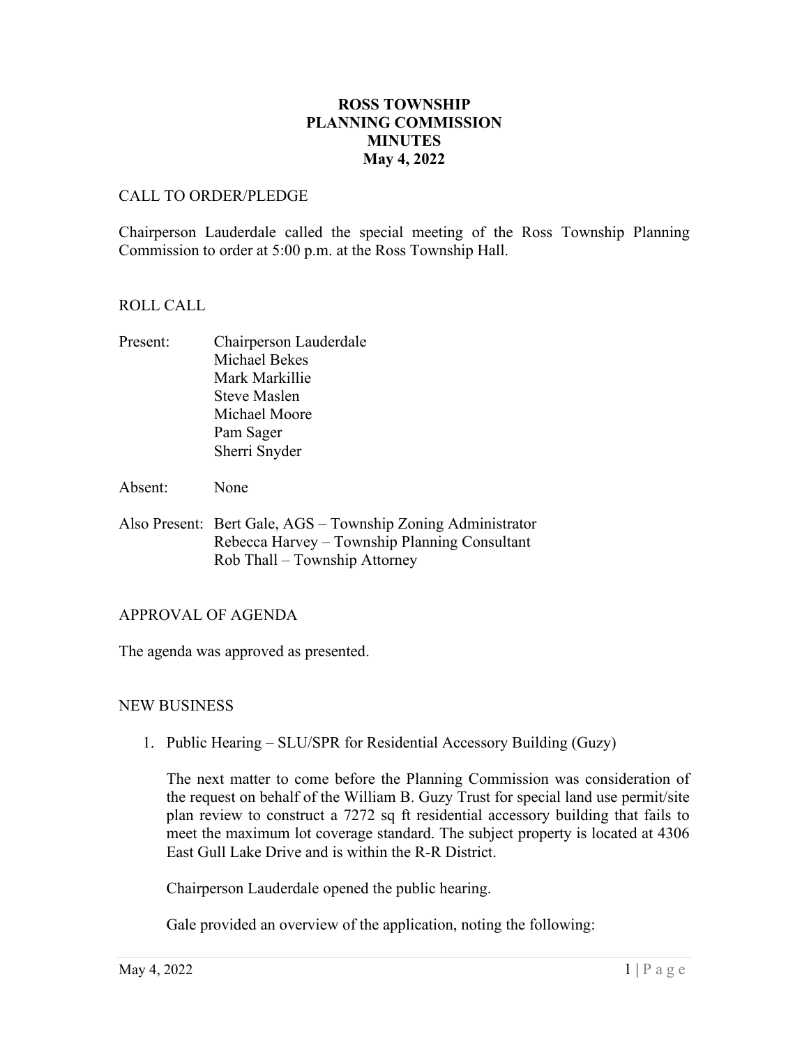# ROSS TOWNSHIP
# PLANNING COMMISSION
# MINUTES
# May 4, 2022

CALL TO ORDER/PLEDGE

Chairperson Lauderdale called the special meeting of the Ross Township Planning Commission to order at 5:00 p.m. at the Ross Township Hall.

ROLL CALL

Present: Chairperson Lauderdale
Michael Bekes
Mark Markillie
Steve Maslen
Michael Moore
Pam Sager
Sherri Snyder

Absent: None

Also Present: Bert Gale, AGS – Township Zoning Administrator
Rebecca Harvey – Township Planning Consultant
Rob Thall – Township Attorney

APPROVAL OF AGENDA

The agenda was approved as presented.

NEW BUSINESS

1. Public Hearing – SLU/SPR for Residential Accessory Building (Guzy)

   The next matter to come before the Planning Commission was consideration of the request on behalf of the William B. Guzy Trust for special land use permit/site plan review to construct a 7272 sq ft residential accessory building that fails to meet the maximum lot coverage standard. The subject property is located at 4306 East Gull Lake Drive and is within the R-R District.

   Chairperson Lauderdale opened the public hearing.

   Gale provided an overview of the application, noting the following: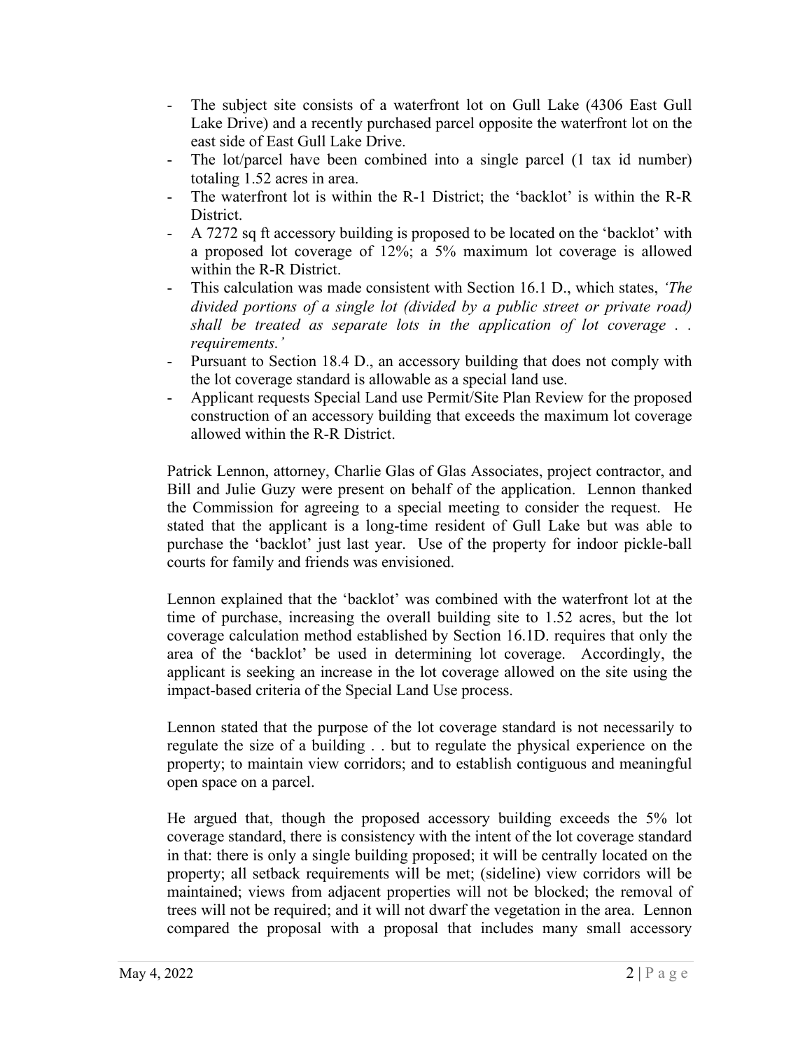- The subject site consists of a waterfront lot on Gull Lake (4306 East Gull Lake Drive) and a recently purchased parcel opposite the waterfront lot on the east side of East Gull Lake Drive.
- The lot/parcel have been combined into a single parcel (1 tax id number) totaling 1.52 acres in area.
- The waterfront lot is within the R-1 District; the 'backlot' is within the R-R District.
- A 7272 sq ft accessory building is proposed to be located on the 'backlot' with a proposed lot coverage of 12%; a 5% maximum lot coverage is allowed within the R-R District.
- This calculation was made consistent with Section 16.1 D., which states, *'The divided portions of a single lot (divided by a public street or private road) shall be treated as separate lots in the application of lot coverage . . requirements.'*
- Pursuant to Section 18.4 D., an accessory building that does not comply with the lot coverage standard is allowable as a special land use.
- Applicant requests Special Land use Permit/Site Plan Review for the proposed construction of an accessory building that exceeds the maximum lot coverage allowed within the R-R District.

Patrick Lennon, attorney, Charlie Glas of Glas Associates, project contractor, and Bill and Julie Guzy were present on behalf of the application. Lennon thanked the Commission for agreeing to a special meeting to consider the request. He stated that the applicant is a long-time resident of Gull Lake but was able to purchase the 'backlot' just last year. Use of the property for indoor pickle-ball courts for family and friends was envisioned.

Lennon explained that the 'backlot' was combined with the waterfront lot at the time of purchase, increasing the overall building site to 1.52 acres, but the lot coverage calculation method established by Section 16.1D. requires that only the area of the 'backlot' be used in determining lot coverage. Accordingly, the applicant is seeking an increase in the lot coverage allowed on the site using the impact-based criteria of the Special Land Use process.

Lennon stated that the purpose of the lot coverage standard is not necessarily to regulate the size of a building . . but to regulate the physical experience on the property; to maintain view corridors; and to establish contiguous and meaningful open space on a parcel.

He argued that, though the proposed accessory building exceeds the 5% lot coverage standard, there is consistency with the intent of the lot coverage standard in that: there is only a single building proposed; it will be centrally located on the property; all setback requirements will be met; (sideline) view corridors will be maintained; views from adjacent properties will not be blocked; the removal of trees will not be required; and it will not dwarf the vegetation in the area. Lennon compared the proposal with a proposal that includes many small accessory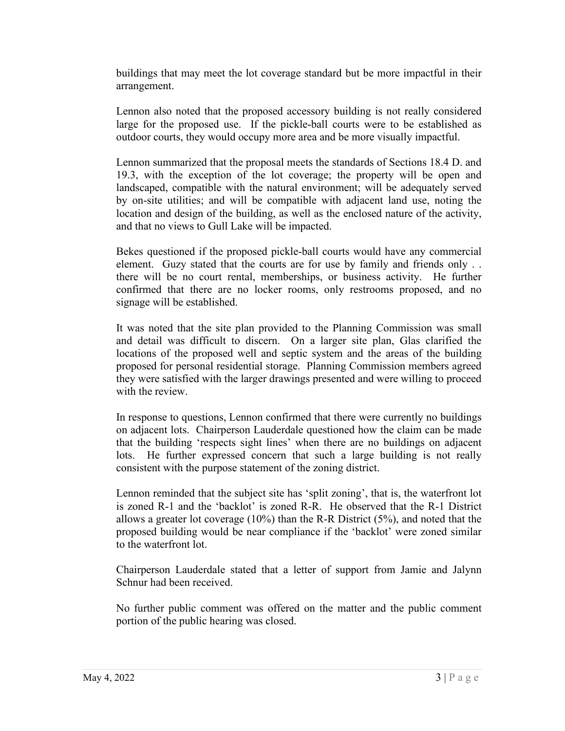buildings that may meet the lot coverage standard but be more impactful in their arrangement.

Lennon also noted that the proposed accessory building is not really considered large for the proposed use. If the pickle-ball courts were to be established as outdoor courts, they would occupy more area and be more visually impactful.

Lennon summarized that the proposal meets the standards of Sections 18.4 D. and 19.3, with the exception of the lot coverage; the property will be open and landscaped, compatible with the natural environment; will be adequately served by on-site utilities; and will be compatible with adjacent land use, noting the location and design of the building, as well as the enclosed nature of the activity, and that no views to Gull Lake will be impacted.

Bekes questioned if the proposed pickle-ball courts would have any commercial element. Guzy stated that the courts are for use by family and friends only . . there will be no court rental, memberships, or business activity. He further confirmed that there are no locker rooms, only restrooms proposed, and no signage will be established.

It was noted that the site plan provided to the Planning Commission was small and detail was difficult to discern. On a larger site plan, Glas clarified the locations of the proposed well and septic system and the areas of the building proposed for personal residential storage. Planning Commission members agreed they were satisfied with the larger drawings presented and were willing to proceed with the review.

In response to questions, Lennon confirmed that there were currently no buildings on adjacent lots. Chairperson Lauderdale questioned how the claim can be made that the building 'respects sight lines' when there are no buildings on adjacent lots. He further expressed concern that such a large building is not really consistent with the purpose statement of the zoning district.

Lennon reminded that the subject site has 'split zoning', that is, the waterfront lot is zoned R-1 and the 'backlot' is zoned R-R. He observed that the R-1 District allows a greater lot coverage (10%) than the R-R District (5%), and noted that the proposed building would be near compliance if the 'backlot' were zoned similar to the waterfront lot.

Chairperson Lauderdale stated that a letter of support from Jamie and Jalynn Schnur had been received.

No further public comment was offered on the matter and the public comment portion of the public hearing was closed.

May 4, 2022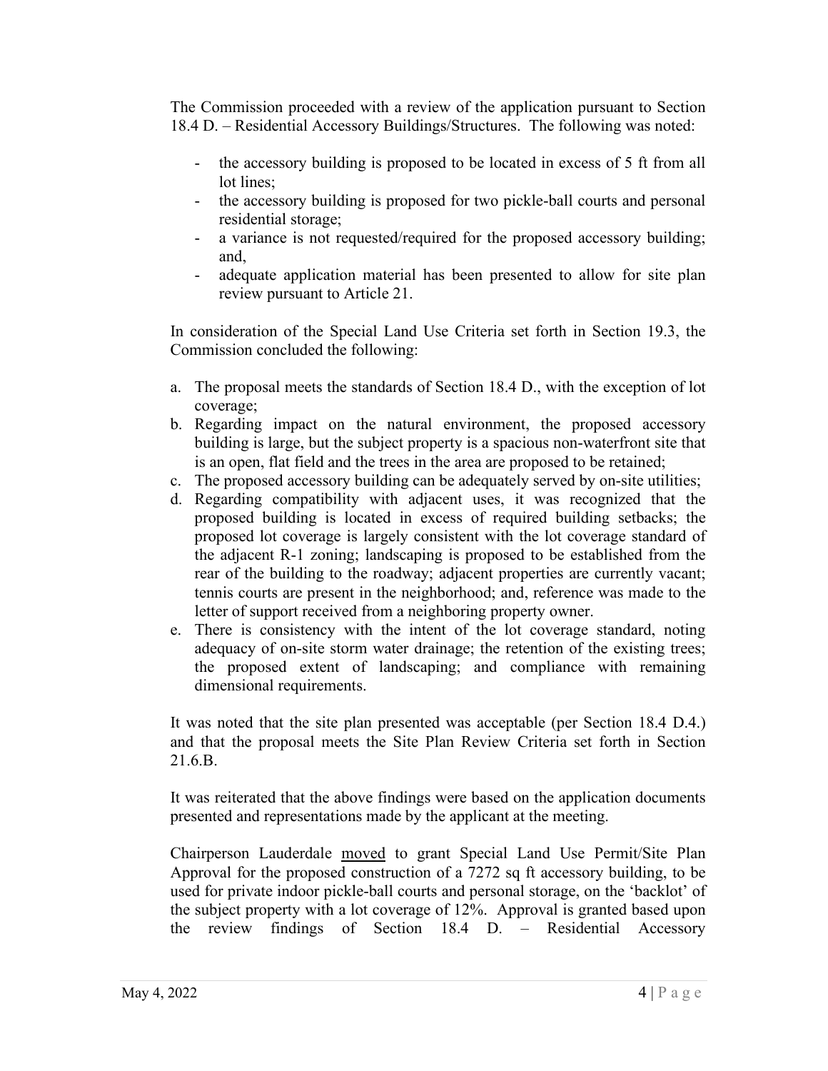The Commission proceeded with a review of the application pursuant to Section 18.4 D. – Residential Accessory Buildings/Structures. The following was noted:

- the accessory building is proposed to be located in excess of 5 ft from all lot lines;
- the accessory building is proposed for two pickle-ball courts and personal residential storage;
- a variance is not requested/required for the proposed accessory building; and,
- adequate application material has been presented to allow for site plan review pursuant to Article 21.

In consideration of the Special Land Use Criteria set forth in Section 19.3, the Commission concluded the following:

a. The proposal meets the standards of Section 18.4 D., with the exception of lot coverage;
b. Regarding impact on the natural environment, the proposed accessory building is large, but the subject property is a spacious non-waterfront site that is an open, flat field and the trees in the area are proposed to be retained;
c. The proposed accessory building can be adequately served by on-site utilities;
d. Regarding compatibility with adjacent uses, it was recognized that the proposed building is located in excess of required building setbacks; the proposed lot coverage is largely consistent with the lot coverage standard of the adjacent R-1 zoning; landscaping is proposed to be established from the rear of the building to the roadway; adjacent properties are currently vacant; tennis courts are present in the neighborhood; and, reference was made to the letter of support received from a neighboring property owner.
e. There is consistency with the intent of the lot coverage standard, noting adequacy of on-site storm water drainage; the retention of the existing trees; the proposed extent of landscaping; and compliance with remaining dimensional requirements.

It was noted that the site plan presented was acceptable (per Section 18.4 D.4.) and that the proposal meets the Site Plan Review Criteria set forth in Section 21.6.B.

It was reiterated that the above findings were based on the application documents presented and representations made by the applicant at the meeting.

Chairperson Lauderdale moved to grant Special Land Use Permit/Site Plan Approval for the proposed construction of a 7272 sq ft accessory building, to be used for private indoor pickle-ball courts and personal storage, on the 'backlot' of the subject property with a lot coverage of 12%. Approval is granted based upon the review findings of Section 18.4 D. – Residential Accessory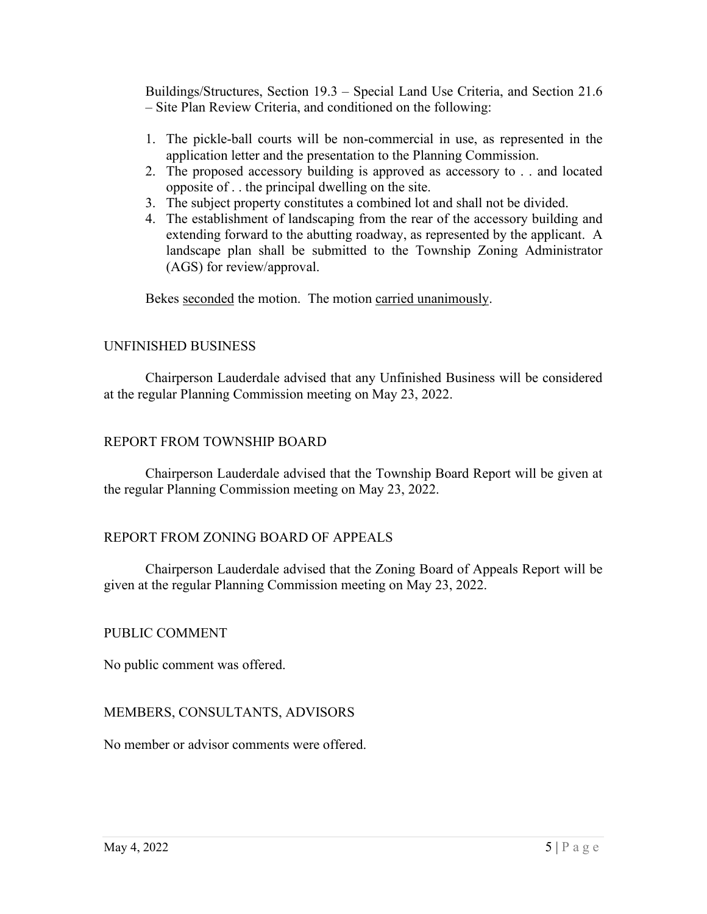Buildings/Structures, Section 19.3 – Special Land Use Criteria, and Section 21.6 – Site Plan Review Criteria, and conditioned on the following:

1. The pickle-ball courts will be non-commercial in use, as represented in the application letter and the presentation to the Planning Commission.
2. The proposed accessory building is approved as accessory to . . and located opposite of . . the principal dwelling on the site.
3. The subject property constitutes a combined lot and shall not be divided.
4. The establishment of landscaping from the rear of the accessory building and extending forward to the abutting roadway, as represented by the applicant. A landscape plan shall be submitted to the Township Zoning Administrator (AGS) for review/approval.

Bekes <u>seconded</u> the motion. The motion <u>carried unanimously</u>.

## UNFINISHED BUSINESS

Chairperson Lauderdale advised that any Unfinished Business will be considered at the regular Planning Commission meeting on May 23, 2022.

## REPORT FROM TOWNSHIP BOARD

Chairperson Lauderdale advised that the Township Board Report will be given at the regular Planning Commission meeting on May 23, 2022.

## REPORT FROM ZONING BOARD OF APPEALS

Chairperson Lauderdale advised that the Zoning Board of Appeals Report will be given at the regular Planning Commission meeting on May 23, 2022.

## PUBLIC COMMENT

No public comment was offered.

## MEMBERS, CONSULTANTS, ADVISORS

No member or advisor comments were offered.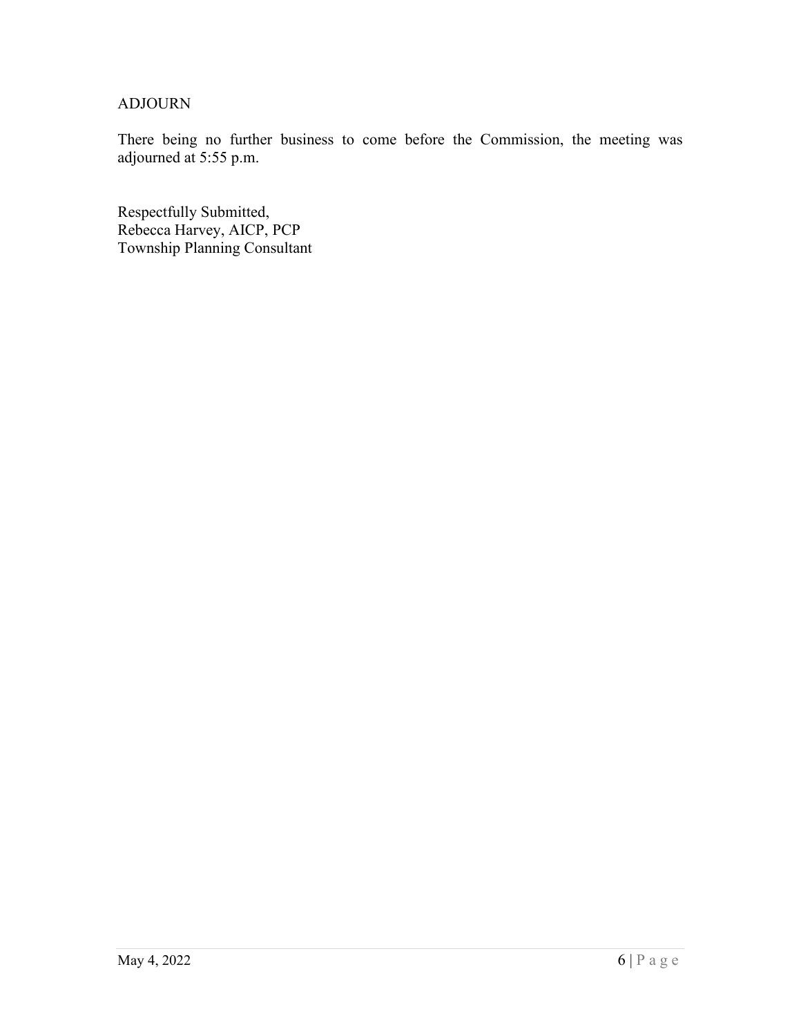ADJOURN

There being no further business to come before the Commission, the meeting was adjourned at 5:55 p.m.

Respectfully Submitted,
Rebecca Harvey, AICP, PCP
Township Planning Consultant